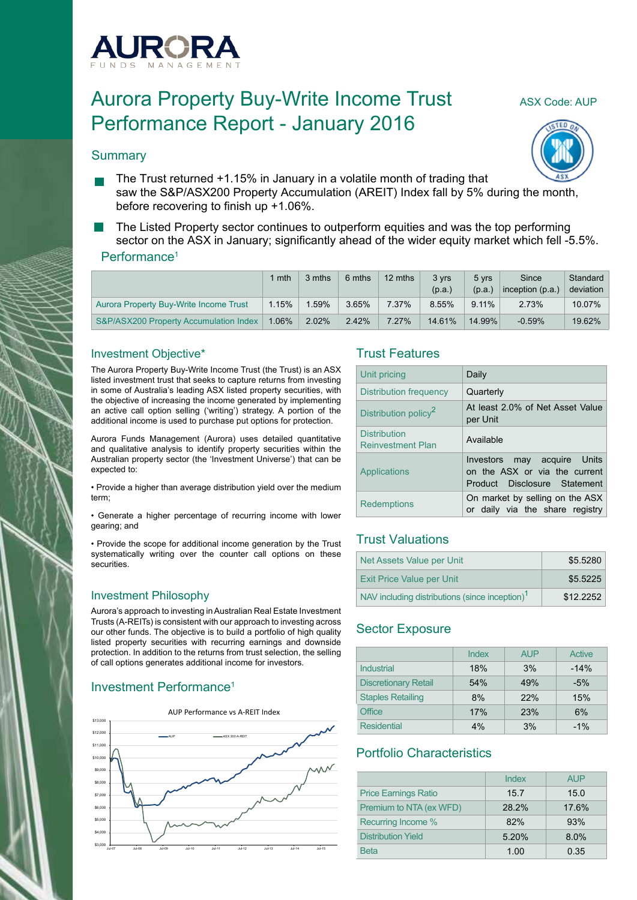# Aurora Property Buy-Write Income Trust Performance Report - January 2016

ASX Code: AUP

## Summary

- The Trust returned +1.15% in January in a volatile month of trading that saw the S&P/ASX200 Property Accumulation (AREIT) Index fall by 5% during the month, before recovering to finish up +1.06%.
- The Listed Property sector continues to outperform equities and was the top performing sector on the ASX in January; significantly ahead of the wider equity market which fell -5.5%.

## Performance[1]

| | 1 mth | 3 mths | 6 mths | 12 mths | 3 yrs (p.a.) | 5 yrs (p.a.) | Since inception (p.a.) | Standard deviation |
|---|---|---|---|---|---|---|---|---|
| Aurora Property Buy-Write Income Trust | 1.15% | 1.59% | 3.65% | 7.37% | 8.55% | 9.11% | 2.73% | 10.07% |
| S&P/ASX200 Property Accumulation Index | 1.06% | 2.02% | 2.42% | 7.27% | 14.61% | 14.99% | -0.59% | 19.62% |

## Investment Objective*

The Aurora Property Buy-Write Income Trust (the Trust) is an ASX listed investment trust that seeks to capture returns from investing in some of Australia's leading ASX listed property securities, with the objective of increasing the income generated by implementing an active call option selling ('writing') strategy. A portion of the additional income is used to purchase put options for protection.

Aurora Funds Management (Aurora) uses detailed quantitative and qualitative analysis to identify property securities within the Australian property sector (the 'Investment Universe') that can be expected to:

- Provide a higher than average distribution yield over the medium term;
- Generate a higher percentage of recurring income with lower gearing; and
- Provide the scope for additional income generation by the Trust systematically writing over the counter call options on these securities.

## Investment Philosophy

Aurora's approach to investing in Australian Real Estate Investment Trusts (A-REITs) is consistent with our approach to investing across our other funds. The objective is to build a portfolio of high quality listed property securities with recurring earnings and downside protection. In addition to the returns from trust selection, the selling of call options generates additional income for investors.

## Investment Performance[1]

AUP Performance vs A-REIT Index

## Trust Features

| | |
|---|---|
| Unit pricing | Daily |
| Distribution frequency | Quarterly |
| Distribution policy[2] | At least 2.0% of Net Asset Value per Unit |
| Distribution Reinvestment Plan | Available |
| Applications | Investors may acquire Units on the ASX or via the current Product Disclosure Statement |
| Redemptions | On market by selling on the ASX or daily via the share registry |

## Trust Valuations

| | |
|---|---|
| Net Assets Value per Unit | $5.5280 |
| Exit Price Value per Unit | $5.5225 |
| NAV including distributions (since inception)[1] | $12.2252 |

## Sector Exposure

| | Index | AUP | Active |
|---|---|---|---|
| Industrial | 18% | 3% | -14% |
| Discretionary Retail | 54% | 49% | -5% |
| Staples Retailing | 8% | 22% | 15% |
| Office | 17% | 23% | 6% |
| Residential | 4% | 3% | -1% |

## Portfolio Characteristics

| | Index | AUP |
|---|---|---|
| Price Earnings Ratio | 15.7 | 15.0 |
| Premium to NTA (ex WFD) | 28.2% | 17.6% |
| Recurring Income % | 82% | 93% |
| Distribution Yield | 5.20% | 8.0% |
| Beta | 1.00 | 0.35 |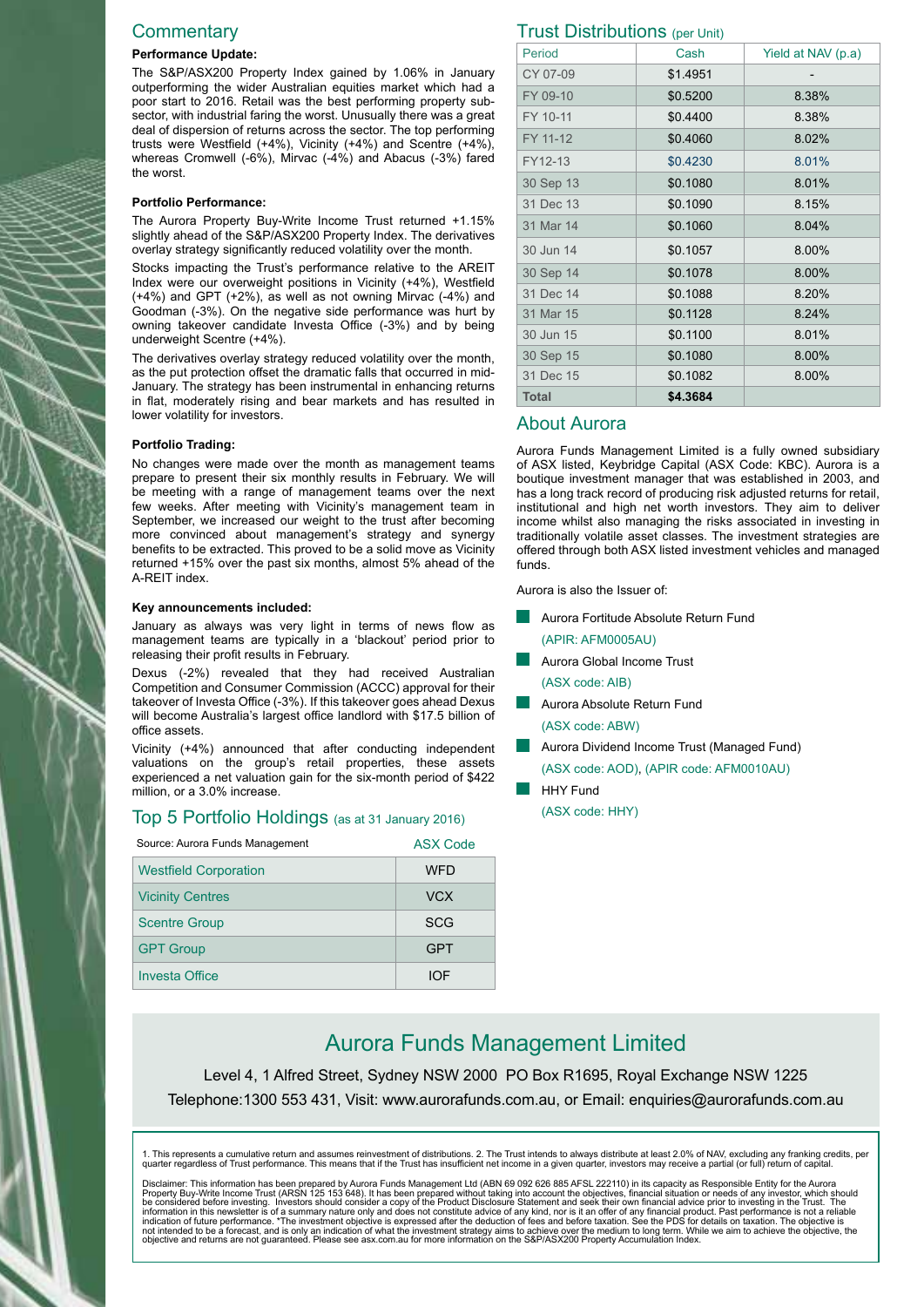## Commentary

**Performance Update:**

The S&P/ASX200 Property Index gained by 1.06% in January outperforming the wider Australian equities market which had a poor start to 2016. Retail was the best performing property sub-sector, with industrial faring the worst. Unusually there was a great deal of dispersion of returns across the sector. The top performing trusts were Westfield (+4%), Vicinity (+4%) and Scentre (+4%), whereas Cromwell (-6%), Mirvac (-4%) and Abacus (-3%) fared the worst.

**Portfolio Performance:**

The Aurora Property Buy-Write Income Trust returned +1.15% slightly ahead of the S&P/ASX200 Property Index. The derivatives overlay strategy significantly reduced volatility over the month.

Stocks impacting the Trust's performance relative to the AREIT Index were our overweight positions in Vicinity (+4%), Westfield (+4%) and GPT (+2%), as well as not owning Mirvac (-4%) and Goodman (-3%). On the negative side performance was hurt by owning takeover candidate Investa Office (-3%) and by being underweight Scentre (+4%).

The derivatives overlay strategy reduced volatility over the month, as the put protection offset the dramatic falls that occurred in mid-January. The strategy has been instrumental in enhancing returns in flat, moderately rising and bear markets and has resulted in lower volatility for investors.

**Portfolio Trading:**

No changes were made over the month as management teams prepare to present their six monthly results in February. We will be meeting with a range of management teams over the next few weeks. After meeting with Vicinity's management team in September, we increased our weight to the trust after becoming more convinced about management's strategy and synergy benefits to be extracted. This proved to be a solid move as Vicinity returned +15% over the past six months, almost 5% ahead of the A-REIT index.

**Key announcements included:**

January as always was very light in terms of news flow as management teams are typically in a 'blackout' period prior to releasing their profit results in February.

Dexus (-2%) revealed that they had received Australian Competition and Consumer Commission (ACCC) approval for their takeover of Investa Office (-3%). If this takeover goes ahead Dexus will become Australia's largest office landlord with $17.5 billion of office assets.

Vicinity (+4%) announced that after conducting independent valuations on the group's retail properties, these assets experienced a net valuation gain for the six-month period of $422 million, or a 3.0% increase.

## Top 5 Portfolio Holdings (as at 31 January 2016)

| Source: Aurora Funds Management | ASX Code |
|---|---|
| Westfield Corporation | WFD |
| Vicinity Centres | VCX |
| Scentre Group | SCG |
| GPT Group | GPT |
| Investa Office | IOF |

## Trust Distributions (per Unit)

| Period | Cash | Yield at NAV (p.a) |
|---|---|---|
| CY 07-09 | $1.4951 | - |
| FY 09-10 | $0.5200 | 8.38% |
| FY 10-11 | $0.4400 | 8.38% |
| FY 11-12 | $0.4060 | 8.02% |
| FY12-13 | $0.4230 | 8.01% |
| 30 Sep 13 | $0.1080 | 8.01% |
| 31 Dec 13 | $0.1090 | 8.15% |
| 31 Mar 14 | $0.1060 | 8.04% |
| 30 Jun 14 | $0.1057 | 8.00% |
| 30 Sep 14 | $0.1078 | 8.00% |
| 31 Dec 14 | $0.1088 | 8.20% |
| 31 Mar 15 | $0.1128 | 8.24% |
| 30 Jun 15 | $0.1100 | 8.01% |
| 30 Sep 15 | $0.1080 | 8.00% |
| 31 Dec 15 | $0.1082 | 8.00% |
| **Total** | **$4.3684** | |

## About Aurora

Aurora Funds Management Limited is a fully owned subsidiary of ASX listed, Keybridge Capital (ASX Code: KBC). Aurora is a boutique investment manager that was established in 2003, and has a long track record of producing risk adjusted returns for retail, institutional and high net worth investors. They aim to deliver income whilst also managing the risks associated in investing in traditionally volatile asset classes. The investment strategies are offered through both ASX listed investment vehicles and managed funds.

Aurora is also the Issuer of:

- Aurora Fortitude Absolute Return Fund
  (APIR: AFM0005AU)
- Aurora Global Income Trust
  (ASX code: AIB)
- Aurora Absolute Return Fund
  (ASX code: ABW)
- Aurora Dividend Income Trust (Managed Fund)
  (ASX code: AOD), (APIR code: AFM0010AU)
- HHY Fund
  (ASX code: HHY)

## Aurora Funds Management Limited

Level 4, 1 Alfred Street, Sydney NSW 2000 PO Box R1695, Royal Exchange NSW 1225

Telephone:1300 553 431, Visit: www.aurorafunds.com.au, or Email: enquiries@aurorafunds.com.au

1. This represents a cumulative return and assumes reinvestment of distributions. 2. The Trust intends to always distribute at least 2.0% of NAV, excluding any franking credits, per quarter regardless of Trust performance. This means that if the Trust has insufficient net income in a given quarter, investors may receive a partial (or full) return of capital.

Disclaimer: This information has been prepared by Aurora Funds Management Ltd (ABN 69 092 626 885 AFSL 222110) in its capacity as Responsible Entity for the Aurora Property Buy-Write Income Trust (ARSN 125 153 648). It has been prepared without taking into account the objectives, financial situation or needs of any investor, which should be considered before investing. Investors should consider a copy of the Product Disclosure Statement and seek their own financial advice prior to investing in the Trust. The information in this newsletter is of a summary nature only and does not constitute advice of any kind, nor is it an offer of any financial product. Past performance is not a reliable indication of future performance. *The investment objective is expressed after the deduction of fees and before taxation. See the PDS for details on taxation. The objective is not intended to be a forecast, and is only an indication of what the investment strategy aims to achieve over the medium to long term. While we aim to achieve the objective, the objective and returns are not guaranteed. Please see asx.com.au for more information on the S&P/ASX200 Property Accumulation Index.